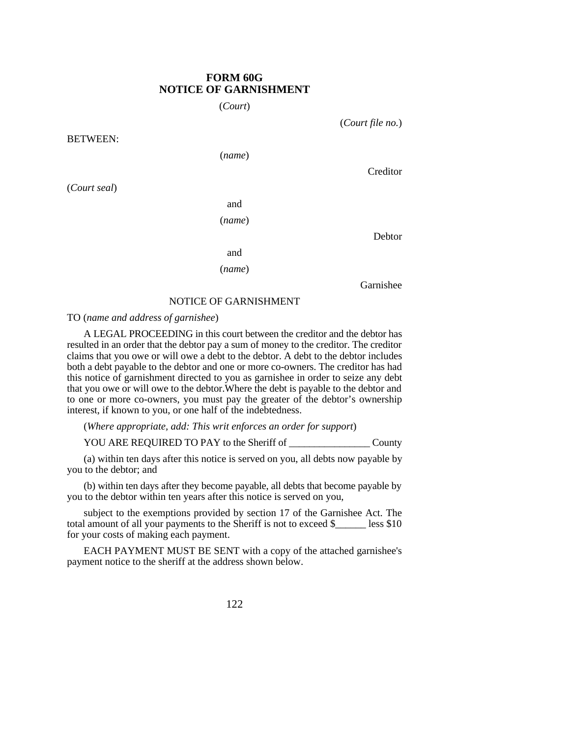# FORM 60G
# NOTICE OF GARNISHMENT

(*Court*)

(*Court file no.*)

BETWEEN:

(*name*)

Creditor

(*Court seal*)

and

(*name*)

Debtor

and

(*name*)

Garnishee

NOTICE OF GARNISHMENT

TO (*name and address of garnishee*)

A LEGAL PROCEEDING in this court between the creditor and the debtor has resulted in an order that the debtor pay a sum of money to the creditor. The creditor claims that you owe or will owe a debt to the debtor. A debt to the debtor includes both a debt payable to the debtor and one or more co-owners. The creditor has had this notice of garnishment directed to you as garnishee in order to seize any debt that you owe or will owe to the debtor.Where the debt is payable to the debtor and to one or more co-owners, you must pay the greater of the debtor's ownership interest, if known to you, or one half of the indebtedness.

(*Where appropriate, add: This writ enforces an order for support*)

YOU ARE REQUIRED TO PAY to the Sheriff of ________________ County

(a) within ten days after this notice is served on you, all debts now payable by you to the debtor; and

(b) within ten days after they become payable, all debts that become payable by you to the debtor within ten years after this notice is served on you,

subject to the exemptions provided by section 17 of the Garnishee Act. The total amount of all your payments to the Sheriff is not to exceed $______ less $10 for your costs of making each payment.

EACH PAYMENT MUST BE SENT with a copy of the attached garnishee's payment notice to the sheriff at the address shown below.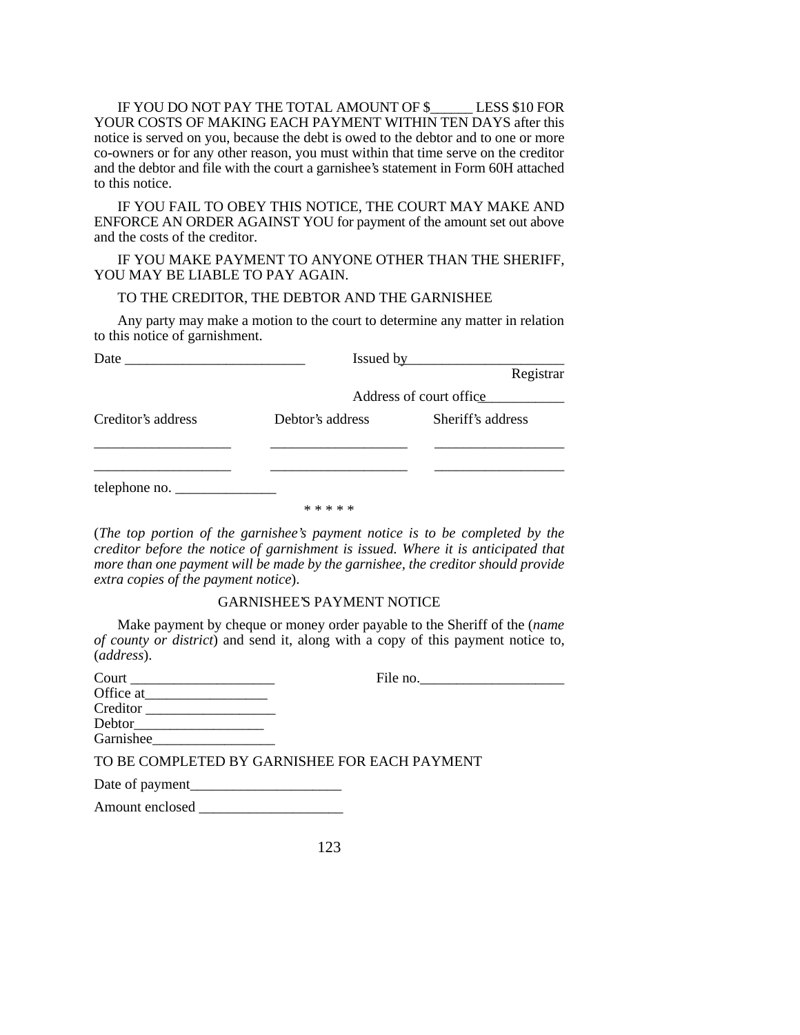IF YOU DO NOT PAY THE TOTAL AMOUNT OF $______ LESS $10 FOR YOUR COSTS OF MAKING EACH PAYMENT WITHIN TEN DAYS after this notice is served on you, because the debt is owed to the debtor and to one or more co-owners or for any other reason, you must within that time serve on the creditor and the debtor and file with the court a garnishee's statement in Form 60H attached to this notice.

IF YOU FAIL TO OBEY THIS NOTICE, THE COURT MAY MAKE AND ENFORCE AN ORDER AGAINST YOU for payment of the amount set out above and the costs of the creditor.

IF YOU MAKE PAYMENT TO ANYONE OTHER THAN THE SHERIFF, YOU MAY BE LIABLE TO PAY AGAIN.

TO THE CREDITOR, THE DEBTOR AND THE GARNISHEE

Any party may make a motion to the court to determine any matter in relation to this notice of garnishment.

Date ________________________ Issued by______________________
Registrar

Address of court office___________

| Creditor's address | Debtor's address | Sheriff's address |
|---|---|---|
| ___________________ | ___________________ | __________________ |
| ___________________ | ___________________ | __________________ |

telephone no. ______________

\* \* \* \* \*

(*The top portion of the garnishee's payment notice is to be completed by the creditor before the notice of garnishment is issued. Where it is anticipated that more than one payment will be made by the garnishee, the creditor should provide extra copies of the payment notice*).

GARNISHEE'S PAYMENT NOTICE

Make payment by cheque or money order payable to the Sheriff of the (*name of county or district*) and send it, along with a copy of this payment notice to, (*address*).

Court ____________________ File no.____________________
Office at_________________
Creditor __________________
Debtor__________________
Garnishee_________________

TO BE COMPLETED BY GARNISHEE FOR EACH PAYMENT

Date of payment_____________________

Amount enclosed ____________________